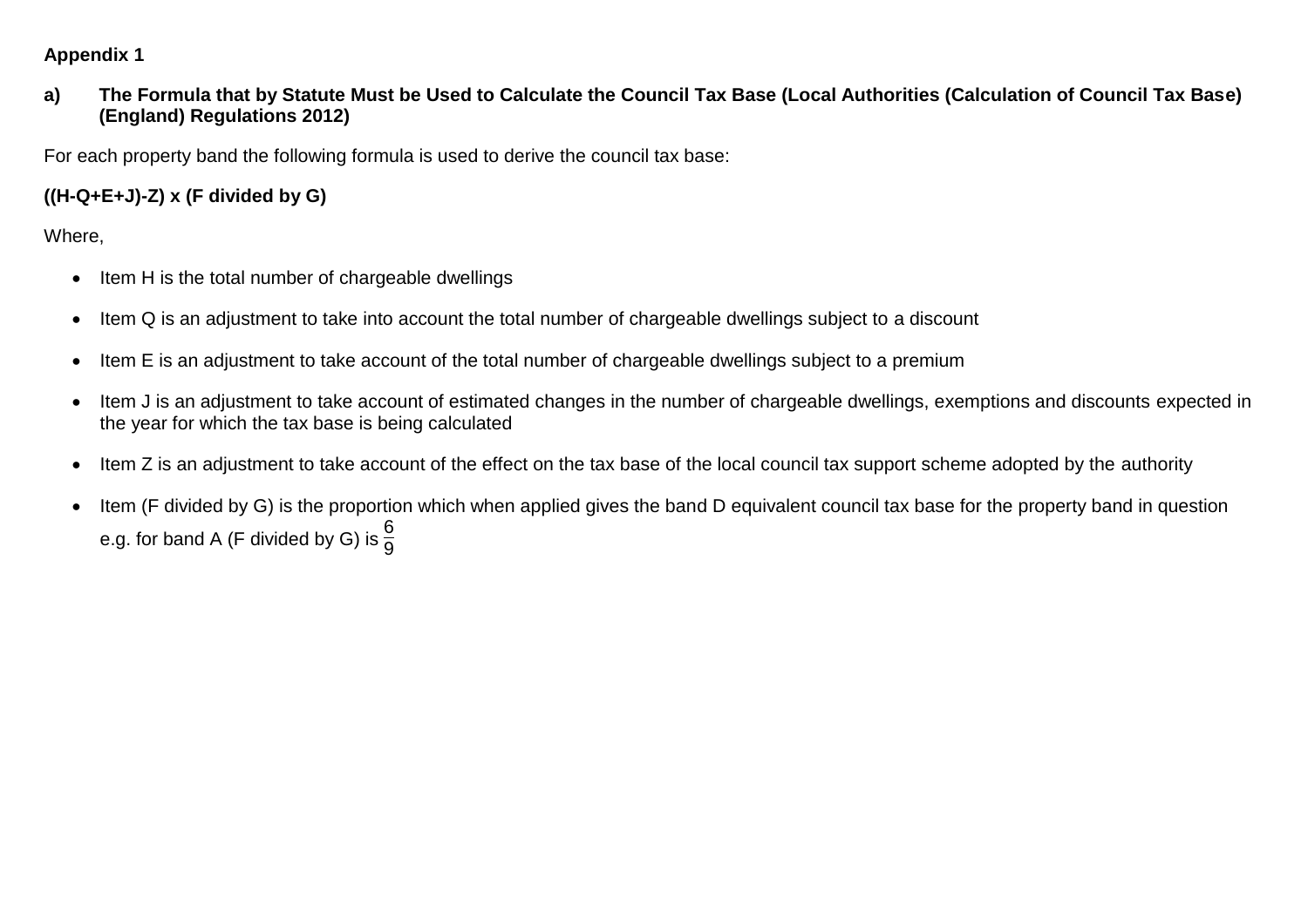**Appendix 1**

**a) The Formula that by Statute Must be Used to Calculate the Council Tax Base (Local Authorities (Calculation of Council Tax Base) (England) Regulations 2012)**

For each property band the following formula is used to derive the council tax base:

**((H-Q+E+J)-Z) x (F divided by G)**

Where,

- Item H is the total number of chargeable dwellings
- Item Q is an adjustment to take into account the total number of chargeable dwellings subject to a discount
- Item E is an adjustment to take account of the total number of chargeable dwellings subject to a premium
- Item J is an adjustment to take account of estimated changes in the number of chargeable dwellings, exemptions and discounts expected in the year for which the tax base is being calculated
- Item Z is an adjustment to take account of the effect on the tax base of the local council tax support scheme adopted by the authority
- Item (F divided by G) is the proportion which when applied gives the band D equivalent council tax base for the property band in question e.g. for band A (F divided by G) is $\frac{6}{9}$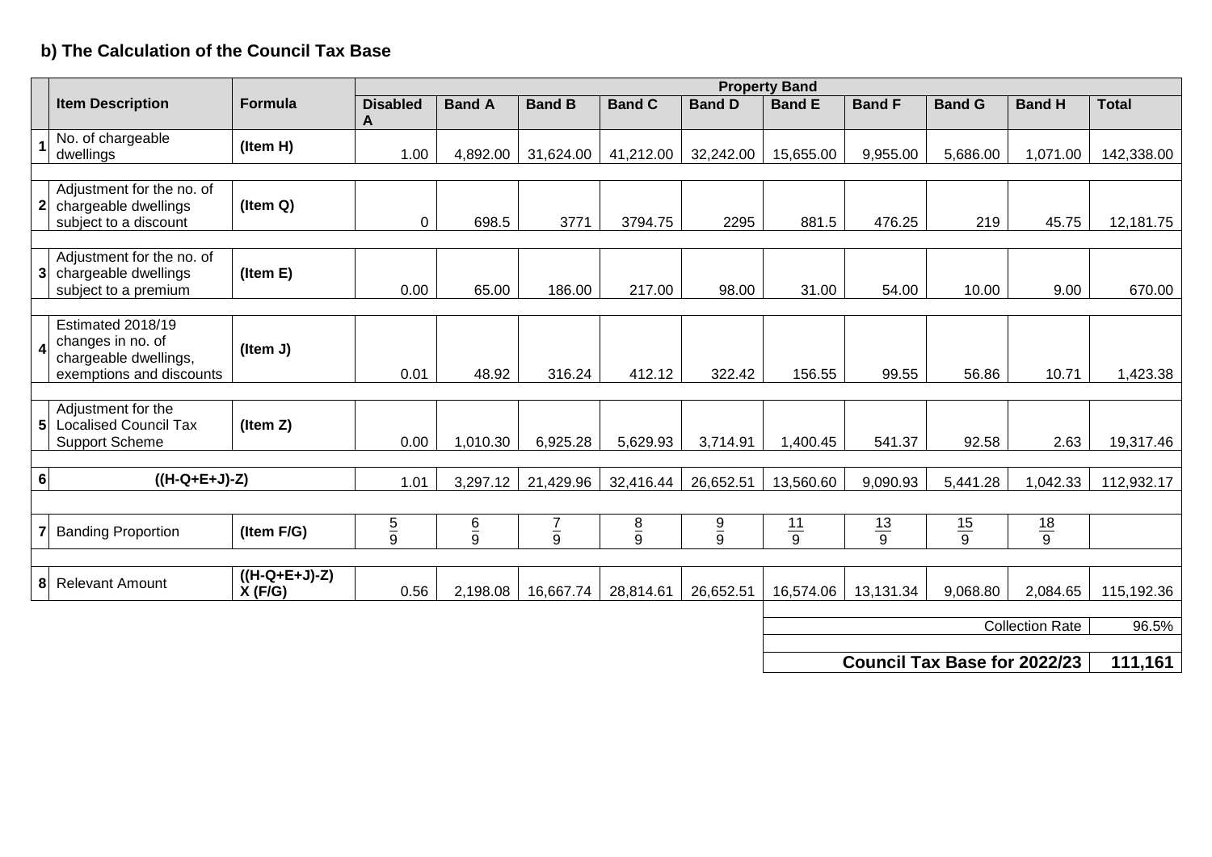### b) The Calculation of the Council Tax Base

| | Item Description | Formula | Property Band | | | | | | | | | |
|---|---|---|---|---|---|---|---|---|---|---|---|---|
| | | | **Disabled A** | **Band A** | **Band B** | **Band C** | **Band D** | **Band E** | **Band F** | **Band G** | **Band H** | **Total** |
| **1** | No. of chargeable dwellings | **(Item H)** | 1.00 | 4,892.00 | 31,624.00 | 41,212.00 | 32,242.00 | 15,655.00 | 9,955.00 | 5,686.00 | 1,071.00 | 142,338.00 |
| **2** | Adjustment for the no. of chargeable dwellings subject to a discount | **(Item Q)** | 0 | 698.5 | 3771 | 3794.75 | 2295 | 881.5 | 476.25 | 219 | 45.75 | 12,181.75 |
| **3** | Adjustment for the no. of chargeable dwellings subject to a premium | **(Item E)** | 0.00 | 65.00 | 186.00 | 217.00 | 98.00 | 31.00 | 54.00 | 10.00 | 9.00 | 670.00 |
| **4** | Estimated 2018/19 changes in no. of chargeable dwellings, exemptions and discounts | **(Item J)** | 0.01 | 48.92 | 316.24 | 412.12 | 322.42 | 156.55 | 99.55 | 56.86 | 10.71 | 1,423.38 |
| **5** | Adjustment for the Localised Council Tax Support Scheme | **(Item Z)** | 0.00 | 1,010.30 | 6,925.28 | 5,629.93 | 3,714.91 | 1,400.45 | 541.37 | 92.58 | 2.63 | 19,317.46 |
| **6** | **((H-Q+E+J)-Z)** | | 1.01 | 3,297.12 | 21,429.96 | 32,416.44 | 26,652.51 | 13,560.60 | 9,090.93 | 5,441.28 | 1,042.33 | 112,932.17 |
| **7** | Banding Proportion | **(Item F/G)** | $\frac{5}{9}$ | $\frac{6}{9}$ | $\frac{7}{9}$ | $\frac{8}{9}$ | $\frac{9}{9}$ | $\frac{11}{9}$ | $\frac{13}{9}$ | $\frac{15}{9}$ | $\frac{18}{9}$ | |
| **8** | Relevant Amount | **((H-Q+E+J)-Z) X (F/G)** | 0.56 | 2,198.08 | 16,667.74 | 28,814.61 | 26,652.51 | 16,574.06 | 13,131.34 | 9,068.80 | 2,084.65 | 115,192.36 |
| | | | | | | | | Collection Rate | | | | 96.5% |
| | | | | | | | | **Council Tax Base for 2022/23** | | | | **111,161** |